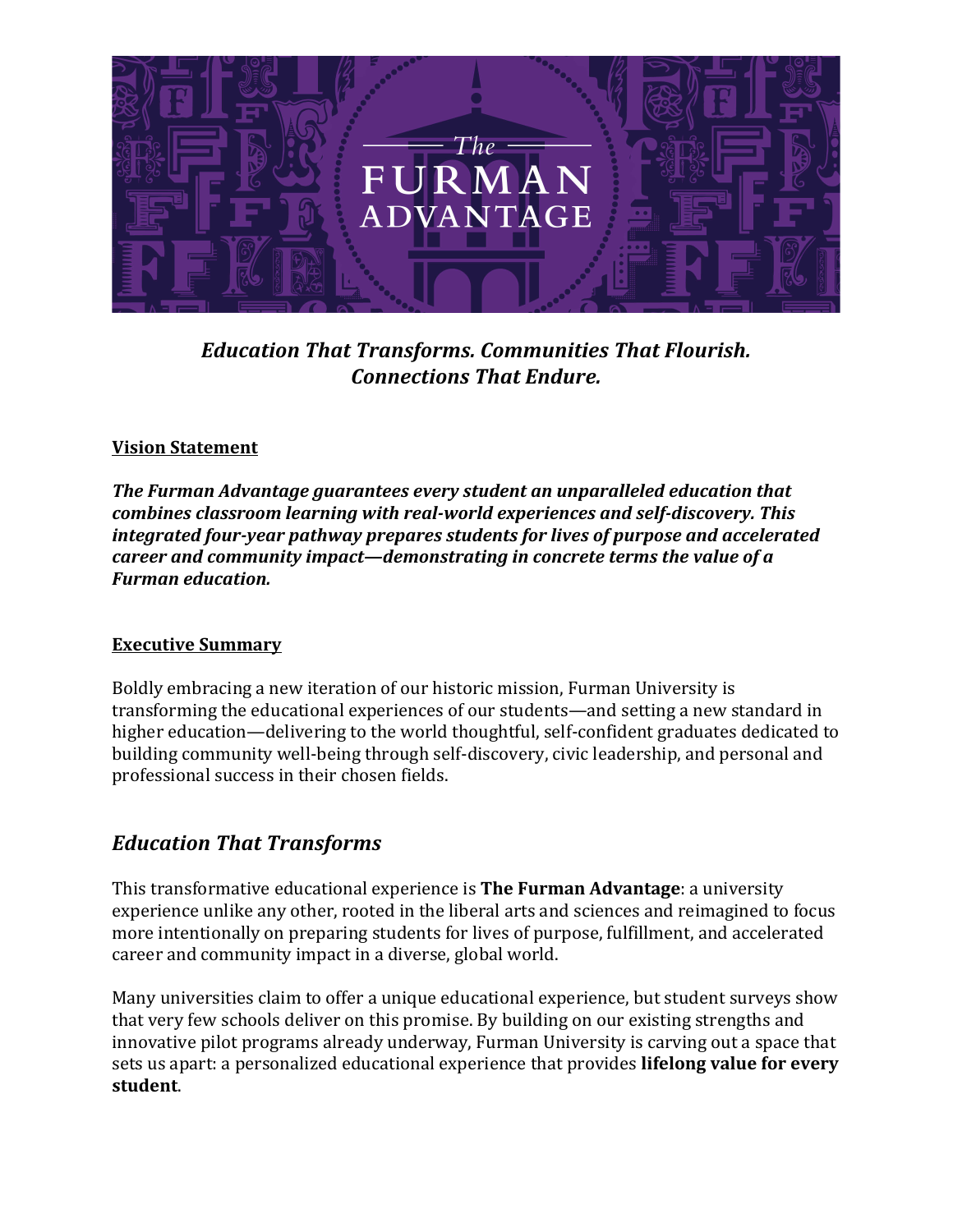# The Furman Advantage

***Education That Transforms. Communities That Flourish. Connections That Endure.***

**Vision Statement**

***The Furman Advantage guarantees every student an unparalleled education that combines classroom learning with real-world experiences and self-discovery. This integrated four-year pathway prepares students for lives of purpose and accelerated career and community impact—demonstrating in concrete terms the value of a Furman education.***

**Executive Summary**

Boldly embracing a new iteration of our historic mission, Furman University is transforming the educational experiences of our students—and setting a new standard in higher education—delivering to the world thoughtful, self-confident graduates dedicated to building community well-being through self-discovery, civic leadership, and personal and professional success in their chosen fields.

## *Education That Transforms*

This transformative educational experience is **The Furman Advantage**: a university experience unlike any other, rooted in the liberal arts and sciences and reimagined to focus more intentionally on preparing students for lives of purpose, fulfillment, and accelerated career and community impact in a diverse, global world.

Many universities claim to offer a unique educational experience, but student surveys show that very few schools deliver on this promise. By building on our existing strengths and innovative pilot programs already underway, Furman University is carving out a space that sets us apart: a personalized educational experience that provides **lifelong value for every student**.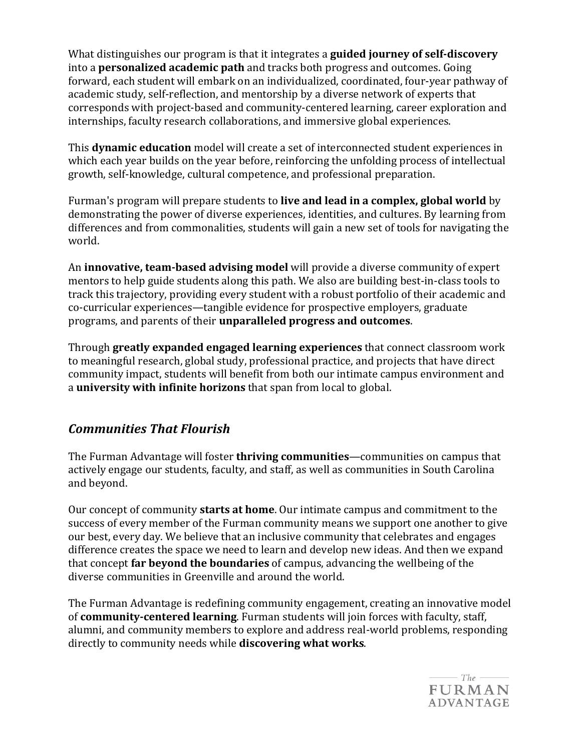What distinguishes our program is that it integrates a **guided journey of self-discovery** into a **personalized academic path** and tracks both progress and outcomes. Going forward, each student will embark on an individualized, coordinated, four-year pathway of academic study, self-reflection, and mentorship by a diverse network of experts that corresponds with project-based and community-centered learning, career exploration and internships, faculty research collaborations, and immersive global experiences.

This **dynamic education** model will create a set of interconnected student experiences in which each year builds on the year before, reinforcing the unfolding process of intellectual growth, self-knowledge, cultural competence, and professional preparation.

Furman's program will prepare students to **live and lead in a complex, global world** by demonstrating the power of diverse experiences, identities, and cultures. By learning from differences and from commonalities, students will gain a new set of tools for navigating the world.

An **innovative, team-based advising model** will provide a diverse community of expert mentors to help guide students along this path. We also are building best-in-class tools to track this trajectory, providing every student with a robust portfolio of their academic and co-curricular experiences—tangible evidence for prospective employers, graduate programs, and parents of their **unparalleled progress and outcomes**.

Through **greatly expanded engaged learning experiences** that connect classroom work to meaningful research, global study, professional practice, and projects that have direct community impact, students will benefit from both our intimate campus environment and a **university with infinite horizons** that span from local to global.

## *Communities That Flourish*

The Furman Advantage will foster **thriving communities**—communities on campus that actively engage our students, faculty, and staff, as well as communities in South Carolina and beyond.

Our concept of community **starts at home**. Our intimate campus and commitment to the success of every member of the Furman community means we support one another to give our best, every day. We believe that an inclusive community that celebrates and engages difference creates the space we need to learn and develop new ideas. And then we expand that concept **far beyond the boundaries** of campus, advancing the wellbeing of the diverse communities in Greenville and around the world.

The Furman Advantage is redefining community engagement, creating an innovative model of **community-centered learning**. Furman students will join forces with faculty, staff, alumni, and community members to explore and address real-world problems, responding directly to community needs while **discovering what works**.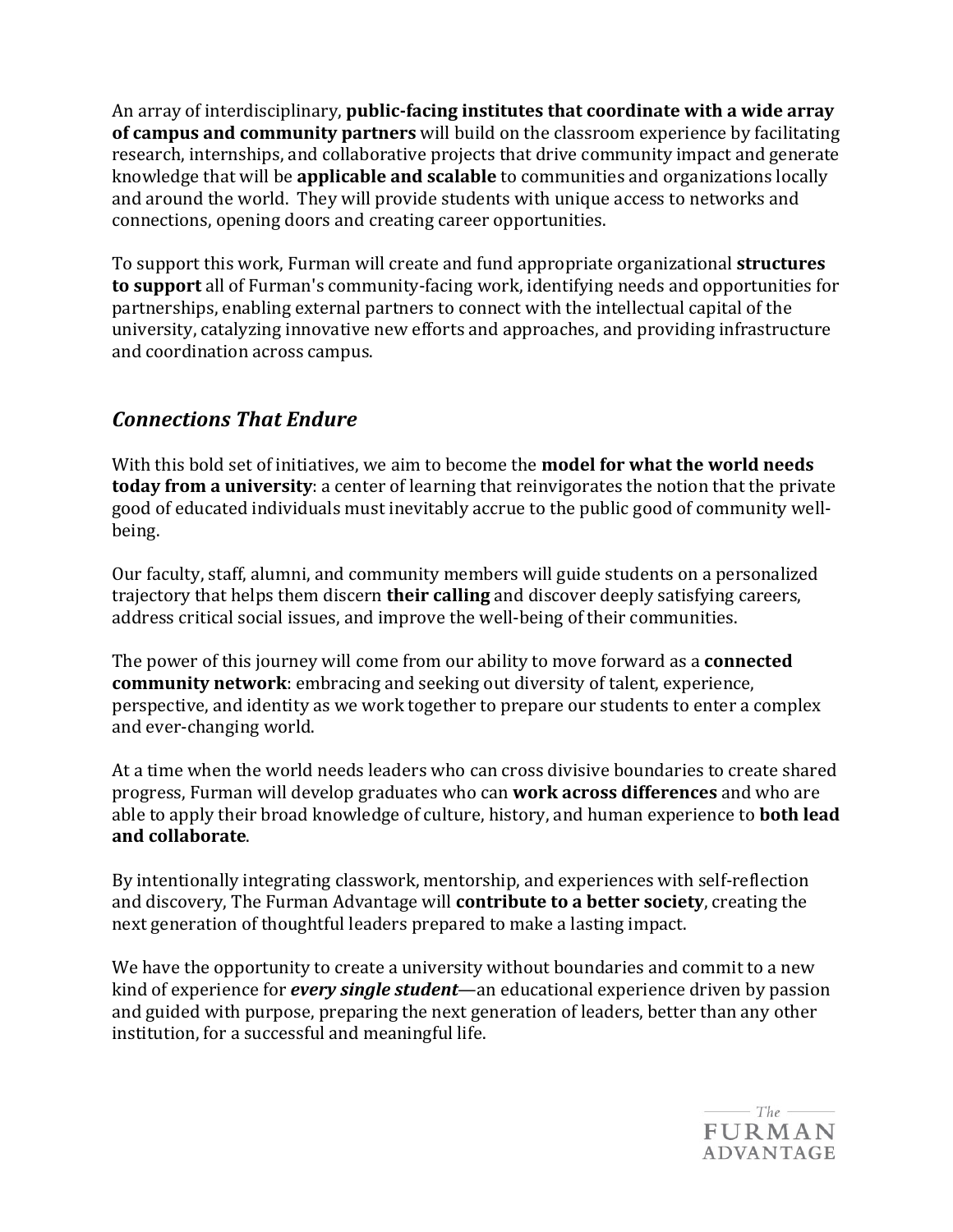An array of interdisciplinary, **public-facing institutes that coordinate with a wide array of campus and community partners** will build on the classroom experience by facilitating research, internships, and collaborative projects that drive community impact and generate knowledge that will be **applicable and scalable** to communities and organizations locally and around the world. They will provide students with unique access to networks and connections, opening doors and creating career opportunities.

To support this work, Furman will create and fund appropriate organizational **structures to support** all of Furman's community-facing work, identifying needs and opportunities for partnerships, enabling external partners to connect with the intellectual capital of the university, catalyzing innovative new efforts and approaches, and providing infrastructure and coordination across campus.

## *Connections That Endure*

With this bold set of initiatives, we aim to become the **model for what the world needs today from a university**: a center of learning that reinvigorates the notion that the private good of educated individuals must inevitably accrue to the public good of community well-being.

Our faculty, staff, alumni, and community members will guide students on a personalized trajectory that helps them discern **their calling** and discover deeply satisfying careers, address critical social issues, and improve the well-being of their communities.

The power of this journey will come from our ability to move forward as a **connected community network**: embracing and seeking out diversity of talent, experience, perspective, and identity as we work together to prepare our students to enter a complex and ever-changing world.

At a time when the world needs leaders who can cross divisive boundaries to create shared progress, Furman will develop graduates who can **work across differences** and who are able to apply their broad knowledge of culture, history, and human experience to **both lead and collaborate**.

By intentionally integrating classwork, mentorship, and experiences with self-reflection and discovery, The Furman Advantage will **contribute to a better society**, creating the next generation of thoughtful leaders prepared to make a lasting impact.

We have the opportunity to create a university without boundaries and commit to a new kind of experience for ***every single student***—an educational experience driven by passion and guided with purpose, preparing the next generation of leaders, better than any other institution, for a successful and meaningful life.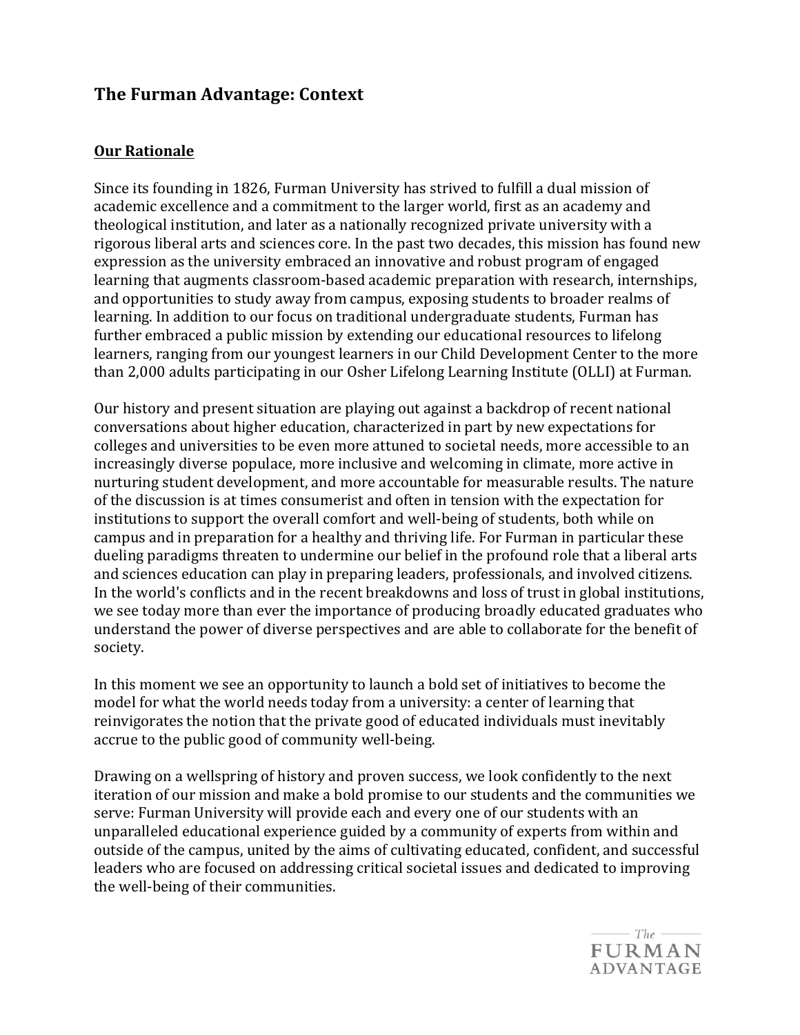## The Furman Advantage: Context

### <u>Our Rationale</u>

Since its founding in 1826, Furman University has strived to fulfill a dual mission of academic excellence and a commitment to the larger world, first as an academy and theological institution, and later as a nationally recognized private university with a rigorous liberal arts and sciences core. In the past two decades, this mission has found new expression as the university embraced an innovative and robust program of engaged learning that augments classroom-based academic preparation with research, internships, and opportunities to study away from campus, exposing students to broader realms of learning. In addition to our focus on traditional undergraduate students, Furman has further embraced a public mission by extending our educational resources to lifelong learners, ranging from our youngest learners in our Child Development Center to the more than 2,000 adults participating in our Osher Lifelong Learning Institute (OLLI) at Furman.

Our history and present situation are playing out against a backdrop of recent national conversations about higher education, characterized in part by new expectations for colleges and universities to be even more attuned to societal needs, more accessible to an increasingly diverse populace, more inclusive and welcoming in climate, more active in nurturing student development, and more accountable for measurable results. The nature of the discussion is at times consumerist and often in tension with the expectation for institutions to support the overall comfort and well-being of students, both while on campus and in preparation for a healthy and thriving life. For Furman in particular these dueling paradigms threaten to undermine our belief in the profound role that a liberal arts and sciences education can play in preparing leaders, professionals, and involved citizens. In the world's conflicts and in the recent breakdowns and loss of trust in global institutions, we see today more than ever the importance of producing broadly educated graduates who understand the power of diverse perspectives and are able to collaborate for the benefit of society.

In this moment we see an opportunity to launch a bold set of initiatives to become the model for what the world needs today from a university: a center of learning that reinvigorates the notion that the private good of educated individuals must inevitably accrue to the public good of community well-being.

Drawing on a wellspring of history and proven success, we look confidently to the next iteration of our mission and make a bold promise to our students and the communities we serve: Furman University will provide each and every one of our students with an unparalleled educational experience guided by a community of experts from within and outside of the campus, united by the aims of cultivating educated, confident, and successful leaders who are focused on addressing critical societal issues and dedicated to improving the well-being of their communities.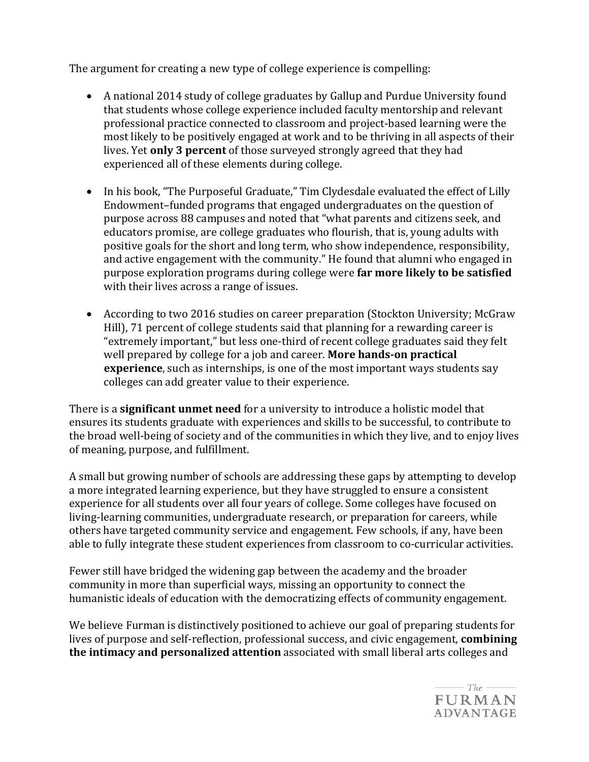The argument for creating a new type of college experience is compelling:

- A national 2014 study of college graduates by Gallup and Purdue University found that students whose college experience included faculty mentorship and relevant professional practice connected to classroom and project-based learning were the most likely to be positively engaged at work and to be thriving in all aspects of their lives. Yet **only 3 percent** of those surveyed strongly agreed that they had experienced all of these elements during college.

- In his book, "The Purposeful Graduate," Tim Clydesdale evaluated the effect of Lilly Endowment–funded programs that engaged undergraduates on the question of purpose across 88 campuses and noted that "what parents and citizens seek, and educators promise, are college graduates who flourish, that is, young adults with positive goals for the short and long term, who show independence, responsibility, and active engagement with the community." He found that alumni who engaged in purpose exploration programs during college were **far more likely to be satisfied** with their lives across a range of issues.

- According to two 2016 studies on career preparation (Stockton University; McGraw Hill), 71 percent of college students said that planning for a rewarding career is "extremely important," but less one-third of recent college graduates said they felt well prepared by college for a job and career. **More hands-on practical experience**, such as internships, is one of the most important ways students say colleges can add greater value to their experience.

There is a **significant unmet need** for a university to introduce a holistic model that ensures its students graduate with experiences and skills to be successful, to contribute to the broad well-being of society and of the communities in which they live, and to enjoy lives of meaning, purpose, and fulfillment.

A small but growing number of schools are addressing these gaps by attempting to develop a more integrated learning experience, but they have struggled to ensure a consistent experience for all students over all four years of college. Some colleges have focused on living-learning communities, undergraduate research, or preparation for careers, while others have targeted community service and engagement. Few schools, if any, have been able to fully integrate these student experiences from classroom to co-curricular activities.

Fewer still have bridged the widening gap between the academy and the broader community in more than superficial ways, missing an opportunity to connect the humanistic ideals of education with the democratizing effects of community engagement.

We believe Furman is distinctively positioned to achieve our goal of preparing students for lives of purpose and self-reflection, professional success, and civic engagement, **combining the intimacy and personalized attention** associated with small liberal arts colleges and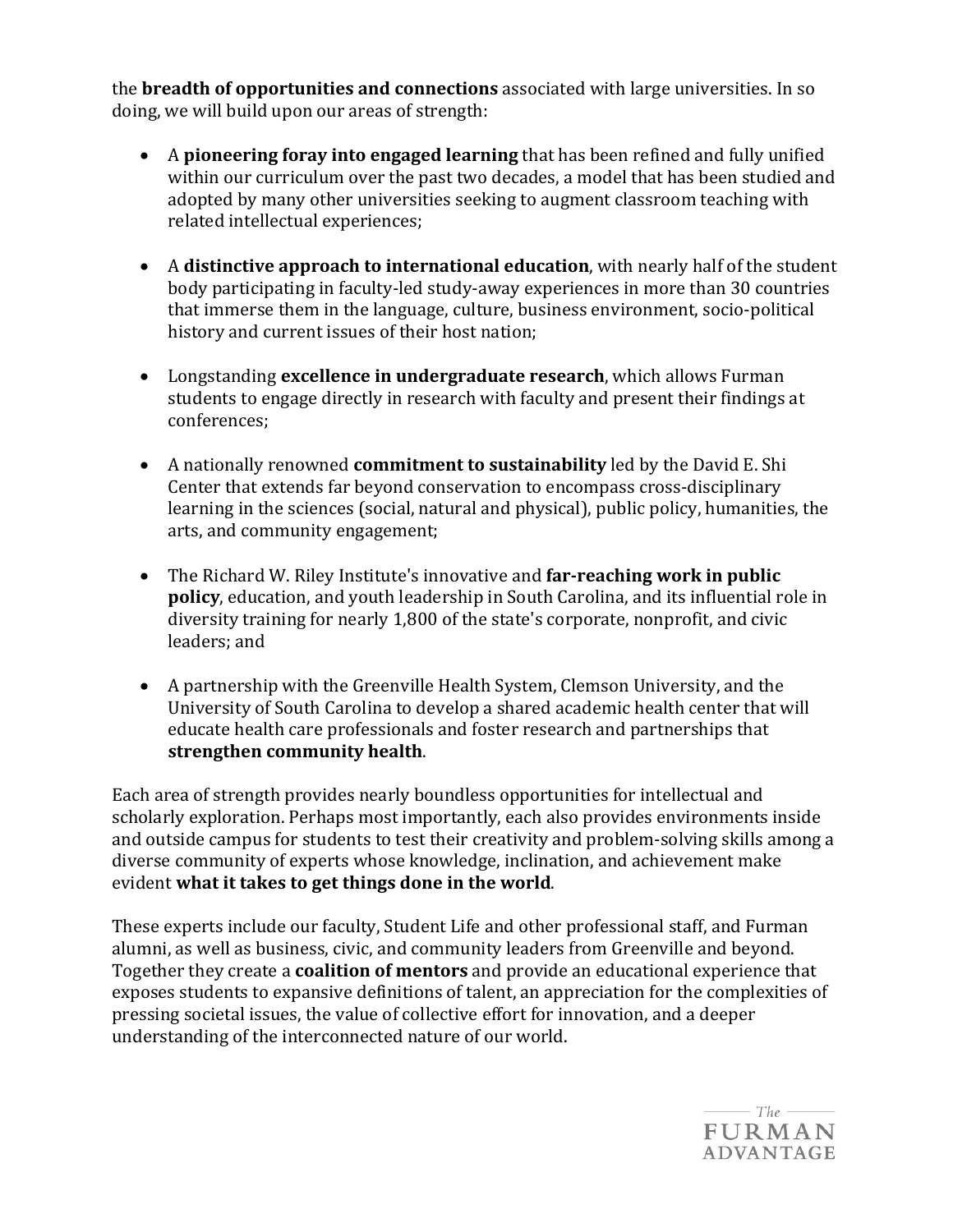the **breadth of opportunities and connections** associated with large universities. In so doing, we will build upon our areas of strength:

- A **pioneering foray into engaged learning** that has been refined and fully unified within our curriculum over the past two decades, a model that has been studied and adopted by many other universities seeking to augment classroom teaching with related intellectual experiences;

- A **distinctive approach to international education**, with nearly half of the student body participating in faculty-led study-away experiences in more than 30 countries that immerse them in the language, culture, business environment, socio-political history and current issues of their host nation;

- Longstanding **excellence in undergraduate research**, which allows Furman students to engage directly in research with faculty and present their findings at conferences;

- A nationally renowned **commitment to sustainability** led by the David E. Shi Center that extends far beyond conservation to encompass cross-disciplinary learning in the sciences (social, natural and physical), public policy, humanities, the arts, and community engagement;

- The Richard W. Riley Institute's innovative and **far-reaching work in public policy**, education, and youth leadership in South Carolina, and its influential role in diversity training for nearly 1,800 of the state's corporate, nonprofit, and civic leaders; and

- A partnership with the Greenville Health System, Clemson University, and the University of South Carolina to develop a shared academic health center that will educate health care professionals and foster research and partnerships that **strengthen community health**.

Each area of strength provides nearly boundless opportunities for intellectual and scholarly exploration. Perhaps most importantly, each also provides environments inside and outside campus for students to test their creativity and problem-solving skills among a diverse community of experts whose knowledge, inclination, and achievement make evident **what it takes to get things done in the world**.

These experts include our faculty, Student Life and other professional staff, and Furman alumni, as well as business, civic, and community leaders from Greenville and beyond. Together they create a **coalition of mentors** and provide an educational experience that exposes students to expansive definitions of talent, an appreciation for the complexities of pressing societal issues, the value of collective effort for innovation, and a deeper understanding of the interconnected nature of our world.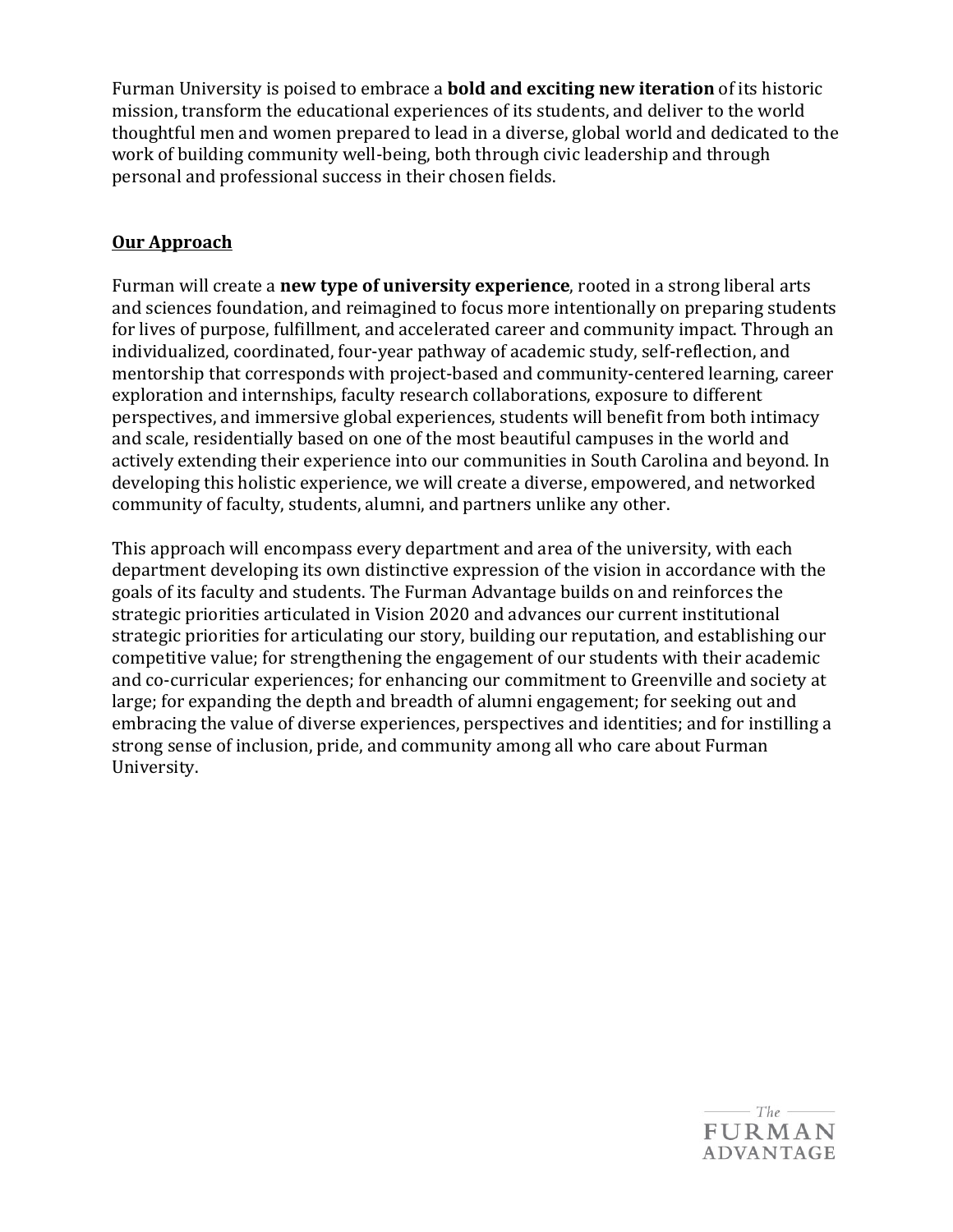Furman University is poised to embrace a **bold and exciting new iteration** of its historic mission, transform the educational experiences of its students, and deliver to the world thoughtful men and women prepared to lead in a diverse, global world and dedicated to the work of building community well-being, both through civic leadership and through personal and professional success in their chosen fields.

## **Our Approach**

Furman will create a **new type of university experience**, rooted in a strong liberal arts and sciences foundation, and reimagined to focus more intentionally on preparing students for lives of purpose, fulfillment, and accelerated career and community impact. Through an individualized, coordinated, four-year pathway of academic study, self-reflection, and mentorship that corresponds with project-based and community-centered learning, career exploration and internships, faculty research collaborations, exposure to different perspectives, and immersive global experiences, students will benefit from both intimacy and scale, residentially based on one of the most beautiful campuses in the world and actively extending their experience into our communities in South Carolina and beyond. In developing this holistic experience, we will create a diverse, empowered, and networked community of faculty, students, alumni, and partners unlike any other.

This approach will encompass every department and area of the university, with each department developing its own distinctive expression of the vision in accordance with the goals of its faculty and students. The Furman Advantage builds on and reinforces the strategic priorities articulated in Vision 2020 and advances our current institutional strategic priorities for articulating our story, building our reputation, and establishing our competitive value; for strengthening the engagement of our students with their academic and co-curricular experiences; for enhancing our commitment to Greenville and society at large; for expanding the depth and breadth of alumni engagement; for seeking out and embracing the value of diverse experiences, perspectives and identities; and for instilling a strong sense of inclusion, pride, and community among all who care about Furman University.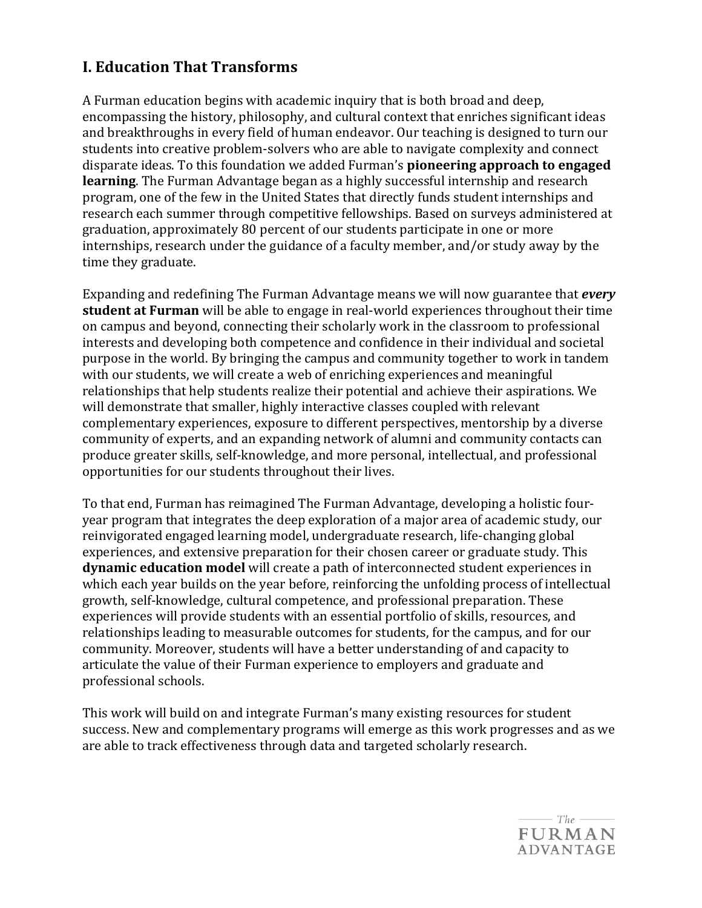## I. Education That Transforms

A Furman education begins with academic inquiry that is both broad and deep, encompassing the history, philosophy, and cultural context that enriches significant ideas and breakthroughs in every field of human endeavor. Our teaching is designed to turn our students into creative problem-solvers who are able to navigate complexity and connect disparate ideas. To this foundation we added Furman's **pioneering approach to engaged learning**. The Furman Advantage began as a highly successful internship and research program, one of the few in the United States that directly funds student internships and research each summer through competitive fellowships. Based on surveys administered at graduation, approximately 80 percent of our students participate in one or more internships, research under the guidance of a faculty member, and/or study away by the time they graduate.

Expanding and redefining The Furman Advantage means we will now guarantee that ***every* student at Furman** will be able to engage in real-world experiences throughout their time on campus and beyond, connecting their scholarly work in the classroom to professional interests and developing both competence and confidence in their individual and societal purpose in the world. By bringing the campus and community together to work in tandem with our students, we will create a web of enriching experiences and meaningful relationships that help students realize their potential and achieve their aspirations. We will demonstrate that smaller, highly interactive classes coupled with relevant complementary experiences, exposure to different perspectives, mentorship by a diverse community of experts, and an expanding network of alumni and community contacts can produce greater skills, self-knowledge, and more personal, intellectual, and professional opportunities for our students throughout their lives.

To that end, Furman has reimagined The Furman Advantage, developing a holistic four-year program that integrates the deep exploration of a major area of academic study, our reinvigorated engaged learning model, undergraduate research, life-changing global experiences, and extensive preparation for their chosen career or graduate study. This **dynamic education model** will create a path of interconnected student experiences in which each year builds on the year before, reinforcing the unfolding process of intellectual growth, self-knowledge, cultural competence, and professional preparation. These experiences will provide students with an essential portfolio of skills, resources, and relationships leading to measurable outcomes for students, for the campus, and for our community. Moreover, students will have a better understanding of and capacity to articulate the value of their Furman experience to employers and graduate and professional schools.

This work will build on and integrate Furman's many existing resources for student success. New and complementary programs will emerge as this work progresses and as we are able to track effectiveness through data and targeted scholarly research.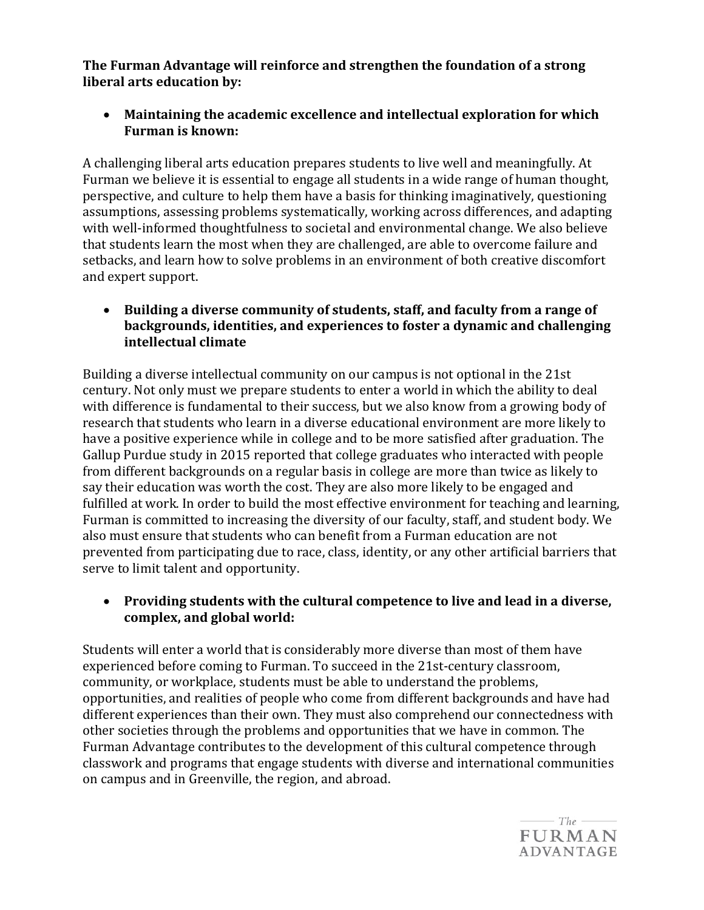**The Furman Advantage will reinforce and strengthen the foundation of a strong liberal arts education by:**

- **Maintaining the academic excellence and intellectual exploration for which Furman is known:**

A challenging liberal arts education prepares students to live well and meaningfully. At Furman we believe it is essential to engage all students in a wide range of human thought, perspective, and culture to help them have a basis for thinking imaginatively, questioning assumptions, assessing problems systematically, working across differences, and adapting with well-informed thoughtfulness to societal and environmental change. We also believe that students learn the most when they are challenged, are able to overcome failure and setbacks, and learn how to solve problems in an environment of both creative discomfort and expert support.

- **Building a diverse community of students, staff, and faculty from a range of backgrounds, identities, and experiences to foster a dynamic and challenging intellectual climate**

Building a diverse intellectual community on our campus is not optional in the 21st century. Not only must we prepare students to enter a world in which the ability to deal with difference is fundamental to their success, but we also know from a growing body of research that students who learn in a diverse educational environment are more likely to have a positive experience while in college and to be more satisfied after graduation. The Gallup Purdue study in 2015 reported that college graduates who interacted with people from different backgrounds on a regular basis in college are more than twice as likely to say their education was worth the cost. They are also more likely to be engaged and fulfilled at work. In order to build the most effective environment for teaching and learning, Furman is committed to increasing the diversity of our faculty, staff, and student body. We also must ensure that students who can benefit from a Furman education are not prevented from participating due to race, class, identity, or any other artificial barriers that serve to limit talent and opportunity.

- **Providing students with the cultural competence to live and lead in a diverse, complex, and global world:**

Students will enter a world that is considerably more diverse than most of them have experienced before coming to Furman. To succeed in the 21st-century classroom, community, or workplace, students must be able to understand the problems, opportunities, and realities of people who come from different backgrounds and have had different experiences than their own. They must also comprehend our connectedness with other societies through the problems and opportunities that we have in common. The Furman Advantage contributes to the development of this cultural competence through classwork and programs that engage students with diverse and international communities on campus and in Greenville, the region, and abroad.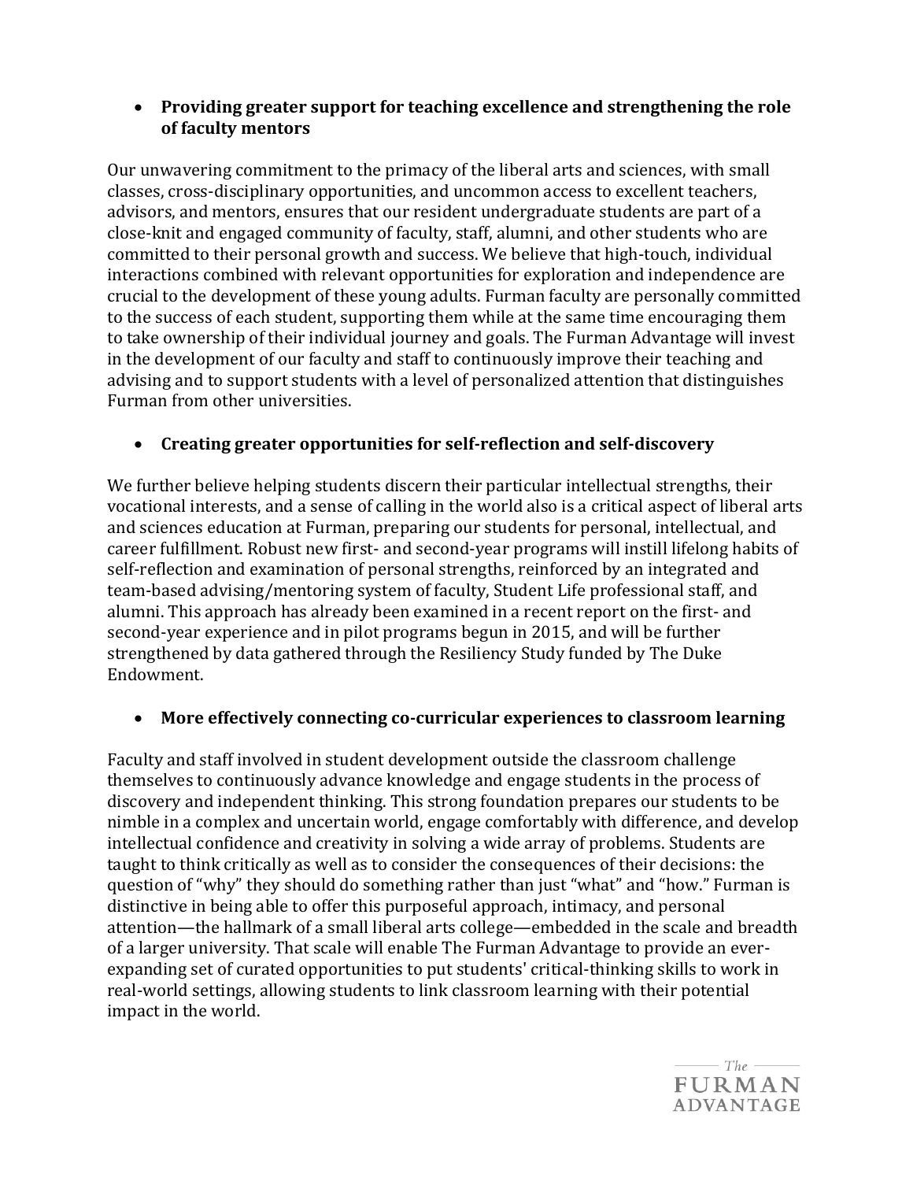- **Providing greater support for teaching excellence and strengthening the role of faculty mentors**

Our unwavering commitment to the primacy of the liberal arts and sciences, with small classes, cross-disciplinary opportunities, and uncommon access to excellent teachers, advisors, and mentors, ensures that our resident undergraduate students are part of a close-knit and engaged community of faculty, staff, alumni, and other students who are committed to their personal growth and success. We believe that high-touch, individual interactions combined with relevant opportunities for exploration and independence are crucial to the development of these young adults. Furman faculty are personally committed to the success of each student, supporting them while at the same time encouraging them to take ownership of their individual journey and goals. The Furman Advantage will invest in the development of our faculty and staff to continuously improve their teaching and advising and to support students with a level of personalized attention that distinguishes Furman from other universities.

- **Creating greater opportunities for self-reflection and self-discovery**

We further believe helping students discern their particular intellectual strengths, their vocational interests, and a sense of calling in the world also is a critical aspect of liberal arts and sciences education at Furman, preparing our students for personal, intellectual, and career fulfillment. Robust new first- and second-year programs will instill lifelong habits of self-reflection and examination of personal strengths, reinforced by an integrated and team-based advising/mentoring system of faculty, Student Life professional staff, and alumni. This approach has already been examined in a recent report on the first- and second-year experience and in pilot programs begun in 2015, and will be further strengthened by data gathered through the Resiliency Study funded by The Duke Endowment.

- **More effectively connecting co-curricular experiences to classroom learning**

Faculty and staff involved in student development outside the classroom challenge themselves to continuously advance knowledge and engage students in the process of discovery and independent thinking. This strong foundation prepares our students to be nimble in a complex and uncertain world, engage comfortably with difference, and develop intellectual confidence and creativity in solving a wide array of problems. Students are taught to think critically as well as to consider the consequences of their decisions: the question of "why" they should do something rather than just "what" and "how." Furman is distinctive in being able to offer this purposeful approach, intimacy, and personal attention—the hallmark of a small liberal arts college—embedded in the scale and breadth of a larger university. That scale will enable The Furman Advantage to provide an ever-expanding set of curated opportunities to put students' critical-thinking skills to work in real-world settings, allowing students to link classroom learning with their potential impact in the world.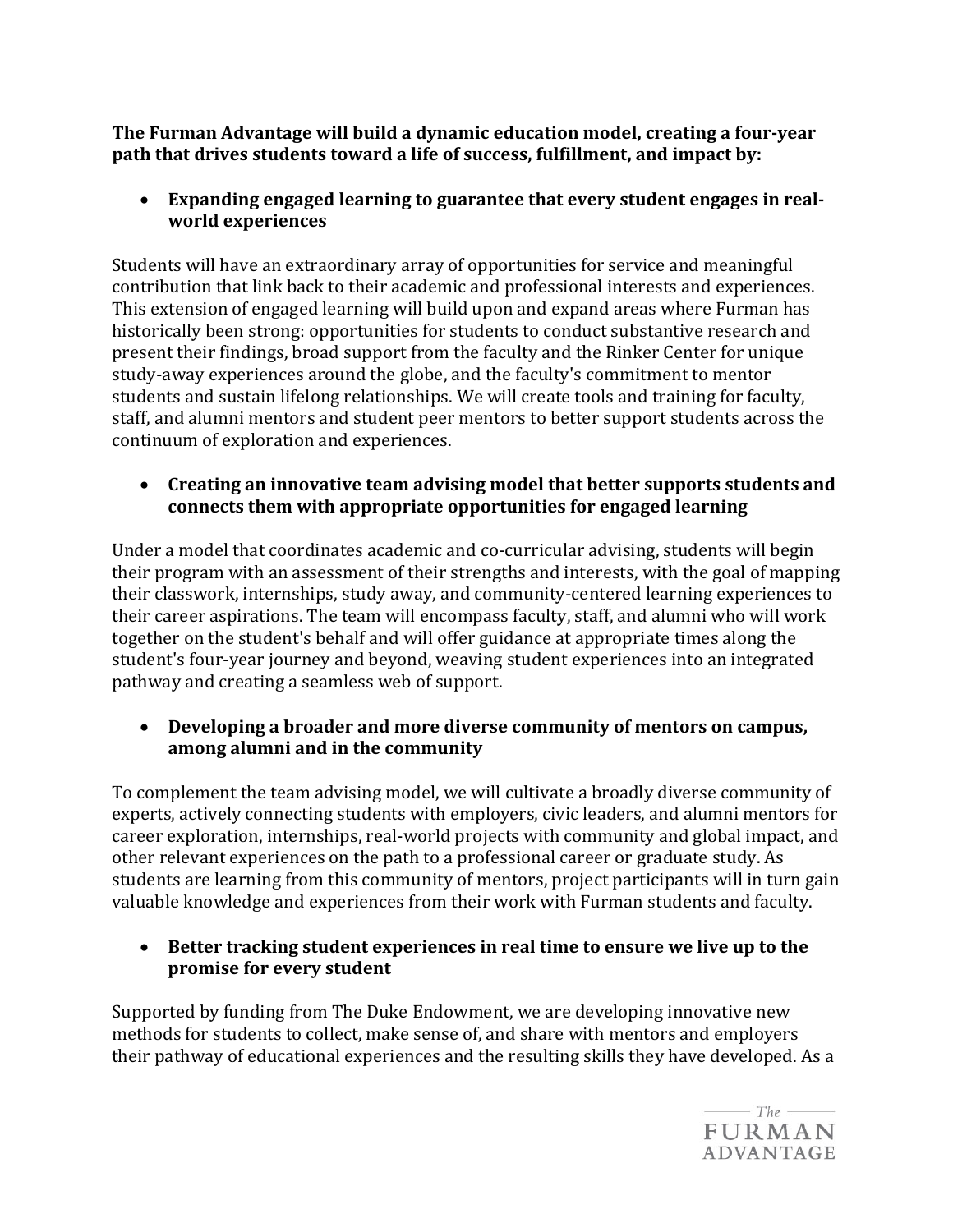**The Furman Advantage will build a dynamic education model, creating a four-year path that drives students toward a life of success, fulfillment, and impact by:**

- **Expanding engaged learning to guarantee that every student engages in real-world experiences**

Students will have an extraordinary array of opportunities for service and meaningful contribution that link back to their academic and professional interests and experiences. This extension of engaged learning will build upon and expand areas where Furman has historically been strong: opportunities for students to conduct substantive research and present their findings, broad support from the faculty and the Rinker Center for unique study-away experiences around the globe, and the faculty's commitment to mentor students and sustain lifelong relationships. We will create tools and training for faculty, staff, and alumni mentors and student peer mentors to better support students across the continuum of exploration and experiences.

- **Creating an innovative team advising model that better supports students and connects them with appropriate opportunities for engaged learning**

Under a model that coordinates academic and co-curricular advising, students will begin their program with an assessment of their strengths and interests, with the goal of mapping their classwork, internships, study away, and community-centered learning experiences to their career aspirations. The team will encompass faculty, staff, and alumni who will work together on the student's behalf and will offer guidance at appropriate times along the student's four-year journey and beyond, weaving student experiences into an integrated pathway and creating a seamless web of support.

- **Developing a broader and more diverse community of mentors on campus, among alumni and in the community**

To complement the team advising model, we will cultivate a broadly diverse community of experts, actively connecting students with employers, civic leaders, and alumni mentors for career exploration, internships, real-world projects with community and global impact, and other relevant experiences on the path to a professional career or graduate study. As students are learning from this community of mentors, project participants will in turn gain valuable knowledge and experiences from their work with Furman students and faculty.

- **Better tracking student experiences in real time to ensure we live up to the promise for every student**

Supported by funding from The Duke Endowment, we are developing innovative new methods for students to collect, make sense of, and share with mentors and employers their pathway of educational experiences and the resulting skills they have developed. As a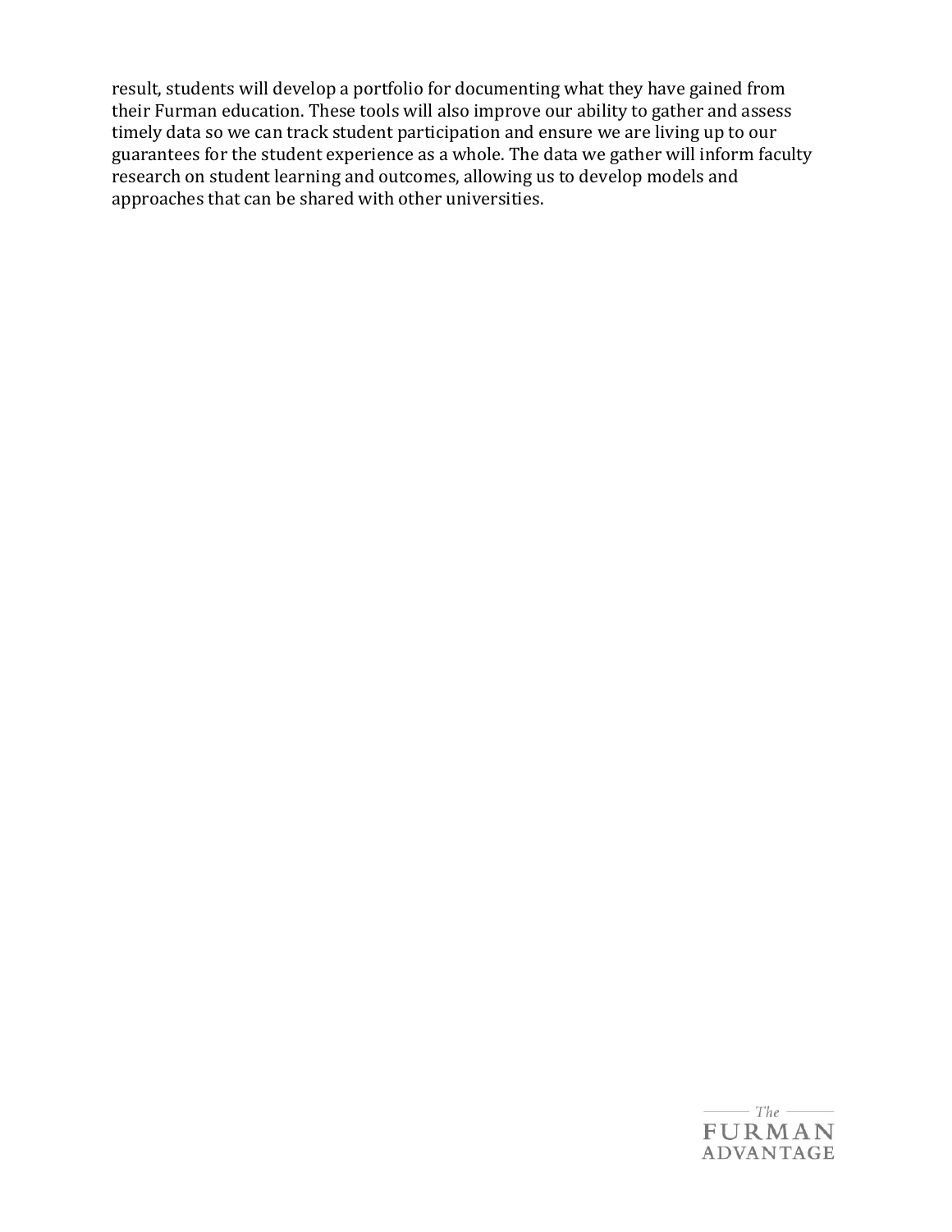result, students will develop a portfolio for documenting what they have gained from their Furman education. These tools will also improve our ability to gather and assess timely data so we can track student participation and ensure we are living up to our guarantees for the student experience as a whole. The data we gather will inform faculty research on student learning and outcomes, allowing us to develop models and approaches that can be shared with other universities.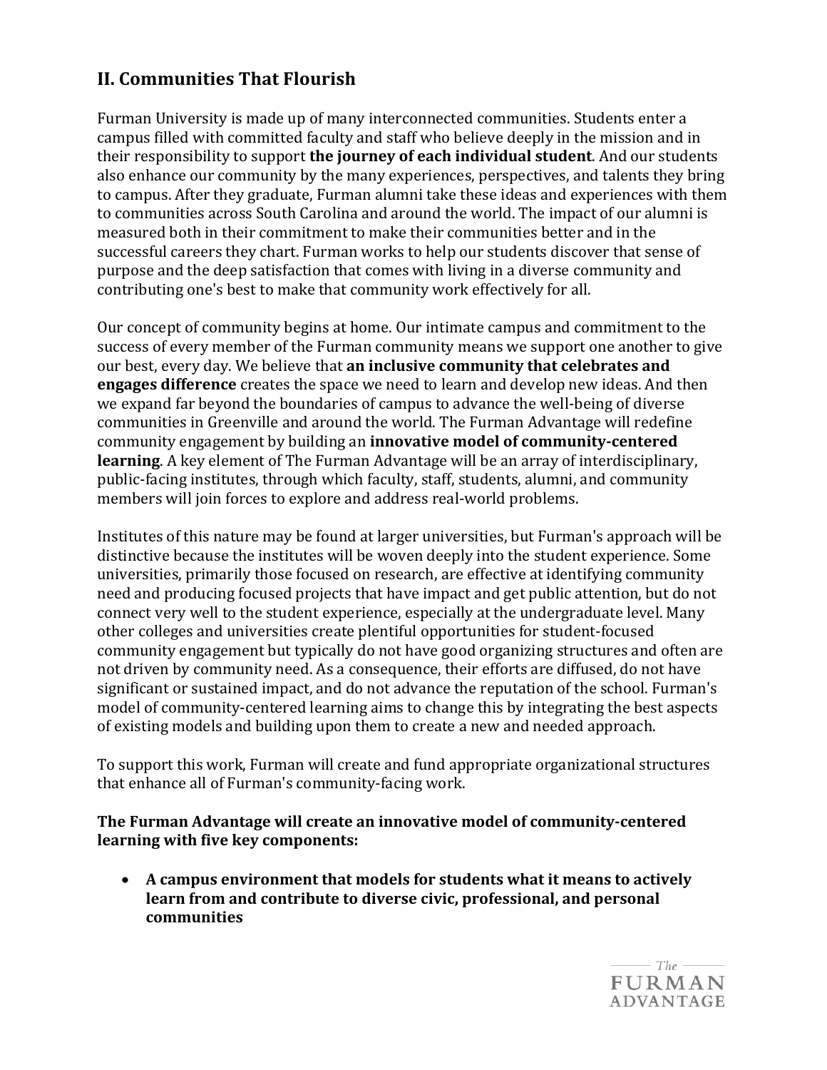## II. Communities That Flourish

Furman University is made up of many interconnected communities. Students enter a campus filled with committed faculty and staff who believe deeply in the mission and in their responsibility to support **the journey of each individual student**. And our students also enhance our community by the many experiences, perspectives, and talents they bring to campus. After they graduate, Furman alumni take these ideas and experiences with them to communities across South Carolina and around the world. The impact of our alumni is measured both in their commitment to make their communities better and in the successful careers they chart. Furman works to help our students discover that sense of purpose and the deep satisfaction that comes with living in a diverse community and contributing one's best to make that community work effectively for all.

Our concept of community begins at home. Our intimate campus and commitment to the success of every member of the Furman community means we support one another to give our best, every day. We believe that **an inclusive community that celebrates and engages difference** creates the space we need to learn and develop new ideas. And then we expand far beyond the boundaries of campus to advance the well-being of diverse communities in Greenville and around the world. The Furman Advantage will redefine community engagement by building an **innovative model of community-centered learning**. A key element of The Furman Advantage will be an array of interdisciplinary, public-facing institutes, through which faculty, staff, students, alumni, and community members will join forces to explore and address real-world problems.

Institutes of this nature may be found at larger universities, but Furman's approach will be distinctive because the institutes will be woven deeply into the student experience. Some universities, primarily those focused on research, are effective at identifying community need and producing focused projects that have impact and get public attention, but do not connect very well to the student experience, especially at the undergraduate level. Many other colleges and universities create plentiful opportunities for student-focused community engagement but typically do not have good organizing structures and often are not driven by community need. As a consequence, their efforts are diffused, do not have significant or sustained impact, and do not advance the reputation of the school. Furman's model of community-centered learning aims to change this by integrating the best aspects of existing models and building upon them to create a new and needed approach.

To support this work, Furman will create and fund appropriate organizational structures that enhance all of Furman's community-facing work.

**The Furman Advantage will create an innovative model of community-centered learning with five key components:**

- **A campus environment that models for students what it means to actively learn from and contribute to diverse civic, professional, and personal communities**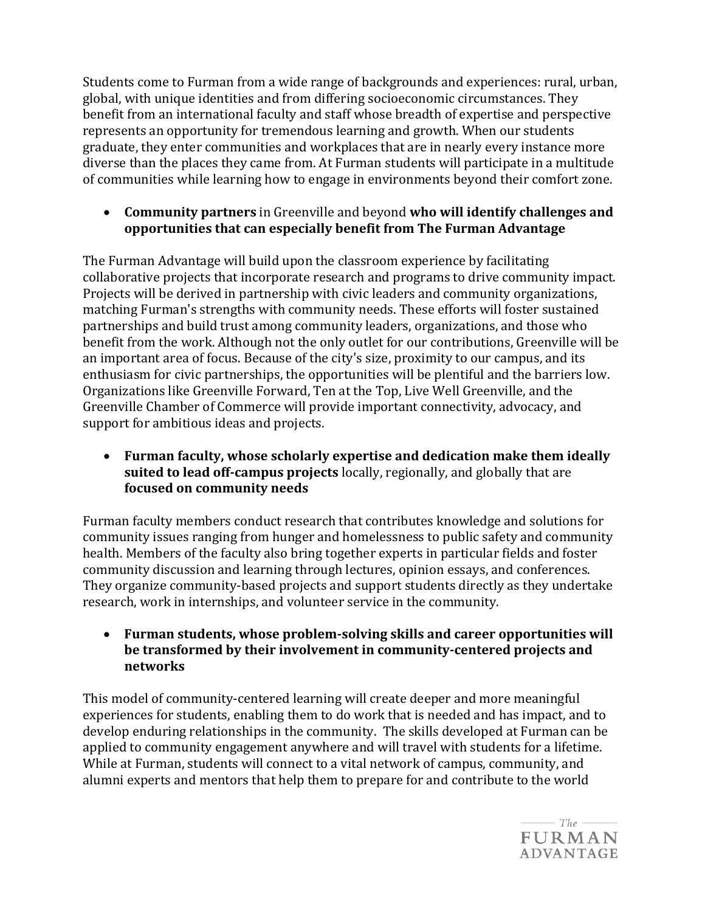Students come to Furman from a wide range of backgrounds and experiences: rural, urban, global, with unique identities and from differing socioeconomic circumstances. They benefit from an international faculty and staff whose breadth of expertise and perspective represents an opportunity for tremendous learning and growth. When our students graduate, they enter communities and workplaces that are in nearly every instance more diverse than the places they came from. At Furman students will participate in a multitude of communities while learning how to engage in environments beyond their comfort zone.

- **Community partners** in Greenville and beyond **who will identify challenges and opportunities that can especially benefit from The Furman Advantage**

The Furman Advantage will build upon the classroom experience by facilitating collaborative projects that incorporate research and programs to drive community impact. Projects will be derived in partnership with civic leaders and community organizations, matching Furman's strengths with community needs. These efforts will foster sustained partnerships and build trust among community leaders, organizations, and those who benefit from the work. Although not the only outlet for our contributions, Greenville will be an important area of focus. Because of the city's size, proximity to our campus, and its enthusiasm for civic partnerships, the opportunities will be plentiful and the barriers low. Organizations like Greenville Forward, Ten at the Top, Live Well Greenville, and the Greenville Chamber of Commerce will provide important connectivity, advocacy, and support for ambitious ideas and projects.

- **Furman faculty, whose scholarly expertise and dedication make them ideally suited to lead off-campus projects** locally, regionally, and globally that are **focused on community needs**

Furman faculty members conduct research that contributes knowledge and solutions for community issues ranging from hunger and homelessness to public safety and community health. Members of the faculty also bring together experts in particular fields and foster community discussion and learning through lectures, opinion essays, and conferences. They organize community-based projects and support students directly as they undertake research, work in internships, and volunteer service in the community.

- **Furman students, whose problem-solving skills and career opportunities will be transformed by their involvement in community-centered projects and networks**

This model of community-centered learning will create deeper and more meaningful experiences for students, enabling them to do work that is needed and has impact, and to develop enduring relationships in the community. The skills developed at Furman can be applied to community engagement anywhere and will travel with students for a lifetime. While at Furman, students will connect to a vital network of campus, community, and alumni experts and mentors that help them to prepare for and contribute to the world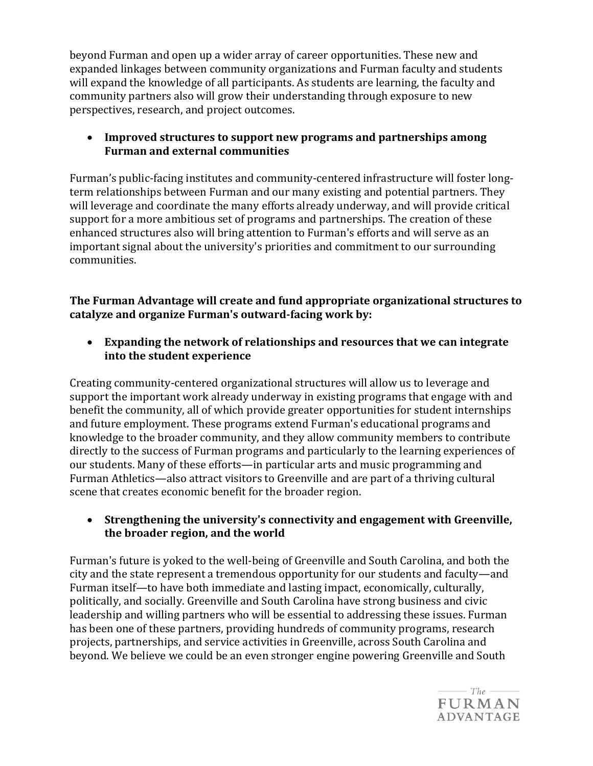beyond Furman and open up a wider array of career opportunities. These new and expanded linkages between community organizations and Furman faculty and students will expand the knowledge of all participants. As students are learning, the faculty and community partners also will grow their understanding through exposure to new perspectives, research, and project outcomes.

- **Improved structures to support new programs and partnerships among Furman and external communities**

Furman's public-facing institutes and community-centered infrastructure will foster long-term relationships between Furman and our many existing and potential partners. They will leverage and coordinate the many efforts already underway, and will provide critical support for a more ambitious set of programs and partnerships. The creation of these enhanced structures also will bring attention to Furman's efforts and will serve as an important signal about the university's priorities and commitment to our surrounding communities.

**The Furman Advantage will create and fund appropriate organizational structures to catalyze and organize Furman's outward-facing work by:**

- **Expanding the network of relationships and resources that we can integrate into the student experience**

Creating community-centered organizational structures will allow us to leverage and support the important work already underway in existing programs that engage with and benefit the community, all of which provide greater opportunities for student internships and future employment. These programs extend Furman's educational programs and knowledge to the broader community, and they allow community members to contribute directly to the success of Furman programs and particularly to the learning experiences of our students. Many of these efforts—in particular arts and music programming and Furman Athletics—also attract visitors to Greenville and are part of a thriving cultural scene that creates economic benefit for the broader region.

- **Strengthening the university's connectivity and engagement with Greenville, the broader region, and the world**

Furman's future is yoked to the well-being of Greenville and South Carolina, and both the city and the state represent a tremendous opportunity for our students and faculty—and Furman itself—to have both immediate and lasting impact, economically, culturally, politically, and socially. Greenville and South Carolina have strong business and civic leadership and willing partners who will be essential to addressing these issues. Furman has been one of these partners, providing hundreds of community programs, research projects, partnerships, and service activities in Greenville, across South Carolina and beyond. We believe we could be an even stronger engine powering Greenville and South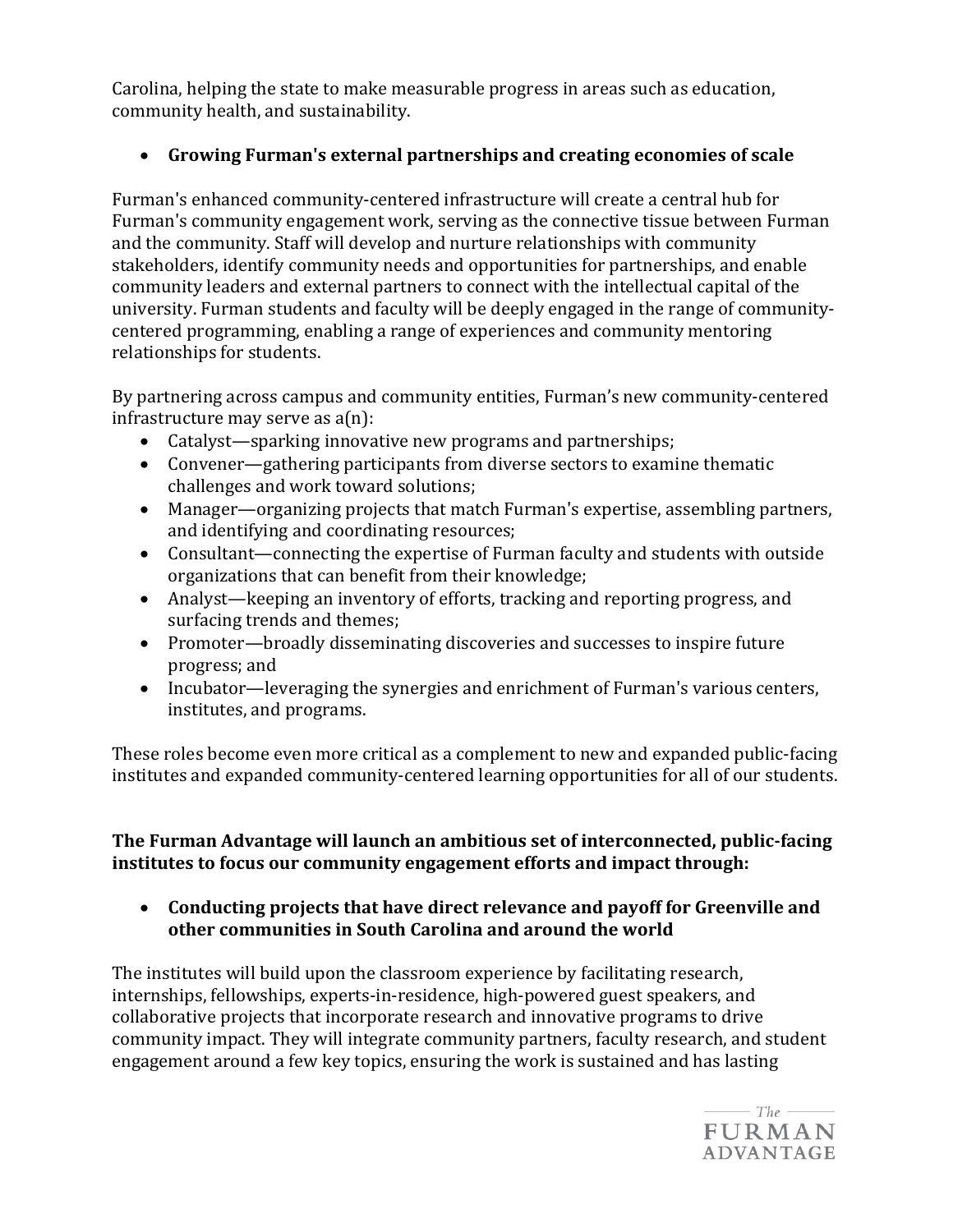Carolina, helping the state to make measurable progress in areas such as education, community health, and sustainability.

- **Growing Furman's external partnerships and creating economies of scale**

Furman's enhanced community-centered infrastructure will create a central hub for Furman's community engagement work, serving as the connective tissue between Furman and the community. Staff will develop and nurture relationships with community stakeholders, identify community needs and opportunities for partnerships, and enable community leaders and external partners to connect with the intellectual capital of the university. Furman students and faculty will be deeply engaged in the range of community-centered programming, enabling a range of experiences and community mentoring relationships for students.

By partnering across campus and community entities, Furman's new community-centered infrastructure may serve as a(n):

- Catalyst—sparking innovative new programs and partnerships;
- Convener—gathering participants from diverse sectors to examine thematic challenges and work toward solutions;
- Manager—organizing projects that match Furman's expertise, assembling partners, and identifying and coordinating resources;
- Consultant—connecting the expertise of Furman faculty and students with outside organizations that can benefit from their knowledge;
- Analyst—keeping an inventory of efforts, tracking and reporting progress, and surfacing trends and themes;
- Promoter—broadly disseminating discoveries and successes to inspire future progress; and
- Incubator—leveraging the synergies and enrichment of Furman's various centers, institutes, and programs.

These roles become even more critical as a complement to new and expanded public-facing institutes and expanded community-centered learning opportunities for all of our students.

**The Furman Advantage will launch an ambitious set of interconnected, public-facing institutes to focus our community engagement efforts and impact through:**

- **Conducting projects that have direct relevance and payoff for Greenville and other communities in South Carolina and around the world**

The institutes will build upon the classroom experience by facilitating research, internships, fellowships, experts-in-residence, high-powered guest speakers, and collaborative projects that incorporate research and innovative programs to drive community impact. They will integrate community partners, faculty research, and student engagement around a few key topics, ensuring the work is sustained and has lasting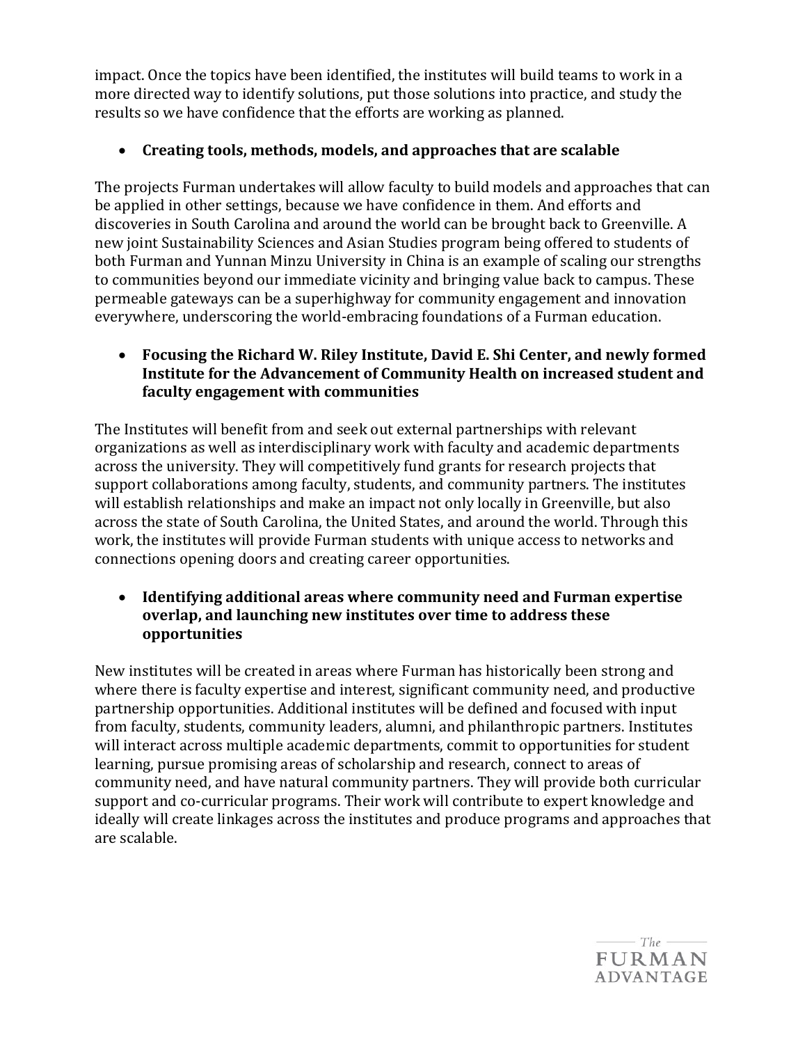impact. Once the topics have been identified, the institutes will build teams to work in a more directed way to identify solutions, put those solutions into practice, and study the results so we have confidence that the efforts are working as planned.

- **Creating tools, methods, models, and approaches that are scalable**

The projects Furman undertakes will allow faculty to build models and approaches that can be applied in other settings, because we have confidence in them. And efforts and discoveries in South Carolina and around the world can be brought back to Greenville. A new joint Sustainability Sciences and Asian Studies program being offered to students of both Furman and Yunnan Minzu University in China is an example of scaling our strengths to communities beyond our immediate vicinity and bringing value back to campus. These permeable gateways can be a superhighway for community engagement and innovation everywhere, underscoring the world-embracing foundations of a Furman education.

- **Focusing the Richard W. Riley Institute, David E. Shi Center, and newly formed Institute for the Advancement of Community Health on increased student and faculty engagement with communities**

The Institutes will benefit from and seek out external partnerships with relevant organizations as well as interdisciplinary work with faculty and academic departments across the university. They will competitively fund grants for research projects that support collaborations among faculty, students, and community partners. The institutes will establish relationships and make an impact not only locally in Greenville, but also across the state of South Carolina, the United States, and around the world. Through this work, the institutes will provide Furman students with unique access to networks and connections opening doors and creating career opportunities.

- **Identifying additional areas where community need and Furman expertise overlap, and launching new institutes over time to address these opportunities**

New institutes will be created in areas where Furman has historically been strong and where there is faculty expertise and interest, significant community need, and productive partnership opportunities. Additional institutes will be defined and focused with input from faculty, students, community leaders, alumni, and philanthropic partners. Institutes will interact across multiple academic departments, commit to opportunities for student learning, pursue promising areas of scholarship and research, connect to areas of community need, and have natural community partners. They will provide both curricular support and co-curricular programs. Their work will contribute to expert knowledge and ideally will create linkages across the institutes and produce programs and approaches that are scalable.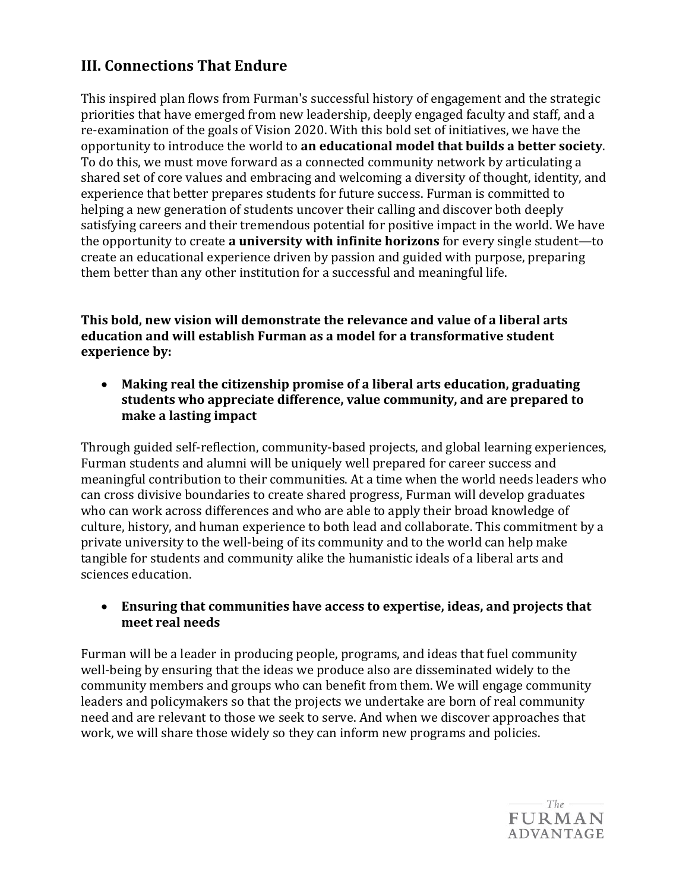## III. Connections That Endure

This inspired plan flows from Furman's successful history of engagement and the strategic priorities that have emerged from new leadership, deeply engaged faculty and staff, and a re-examination of the goals of Vision 2020. With this bold set of initiatives, we have the opportunity to introduce the world to **an educational model that builds a better society**. To do this, we must move forward as a connected community network by articulating a shared set of core values and embracing and welcoming a diversity of thought, identity, and experience that better prepares students for future success. Furman is committed to helping a new generation of students uncover their calling and discover both deeply satisfying careers and their tremendous potential for positive impact in the world. We have the opportunity to create **a university with infinite horizons** for every single student—to create an educational experience driven by passion and guided with purpose, preparing them better than any other institution for a successful and meaningful life.

**This bold, new vision will demonstrate the relevance and value of a liberal arts education and will establish Furman as a model for a transformative student experience by:**

- **Making real the citizenship promise of a liberal arts education, graduating students who appreciate difference, value community, and are prepared to make a lasting impact**

Through guided self-reflection, community-based projects, and global learning experiences, Furman students and alumni will be uniquely well prepared for career success and meaningful contribution to their communities. At a time when the world needs leaders who can cross divisive boundaries to create shared progress, Furman will develop graduates who can work across differences and who are able to apply their broad knowledge of culture, history, and human experience to both lead and collaborate. This commitment by a private university to the well-being of its community and to the world can help make tangible for students and community alike the humanistic ideals of a liberal arts and sciences education.

- **Ensuring that communities have access to expertise, ideas, and projects that meet real needs**

Furman will be a leader in producing people, programs, and ideas that fuel community well-being by ensuring that the ideas we produce also are disseminated widely to the community members and groups who can benefit from them. We will engage community leaders and policymakers so that the projects we undertake are born of real community need and are relevant to those we seek to serve. And when we discover approaches that work, we will share those widely so they can inform new programs and policies.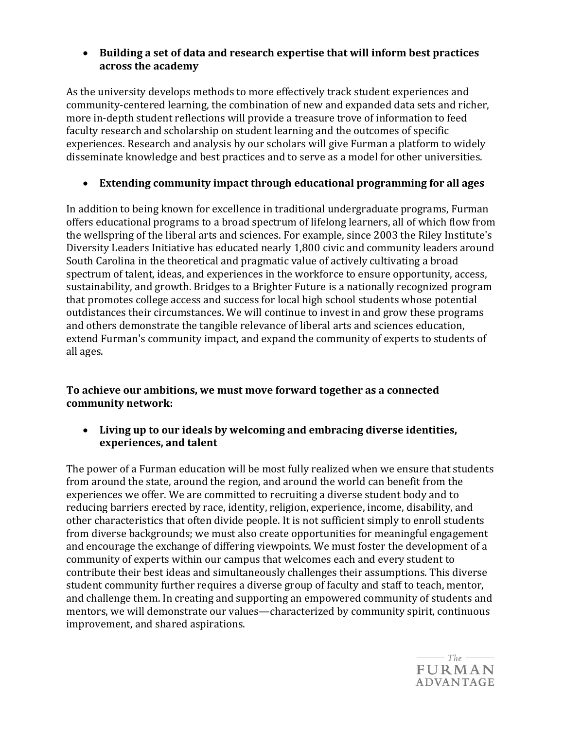- **Building a set of data and research expertise that will inform best practices across the academy**

As the university develops methods to more effectively track student experiences and community-centered learning, the combination of new and expanded data sets and richer, more in-depth student reflections will provide a treasure trove of information to feed faculty research and scholarship on student learning and the outcomes of specific experiences. Research and analysis by our scholars will give Furman a platform to widely disseminate knowledge and best practices and to serve as a model for other universities.

- **Extending community impact through educational programming for all ages**

In addition to being known for excellence in traditional undergraduate programs, Furman offers educational programs to a broad spectrum of lifelong learners, all of which flow from the wellspring of the liberal arts and sciences. For example, since 2003 the Riley Institute's Diversity Leaders Initiative has educated nearly 1,800 civic and community leaders around South Carolina in the theoretical and pragmatic value of actively cultivating a broad spectrum of talent, ideas, and experiences in the workforce to ensure opportunity, access, sustainability, and growth. Bridges to a Brighter Future is a nationally recognized program that promotes college access and success for local high school students whose potential outdistances their circumstances. We will continue to invest in and grow these programs and others demonstrate the tangible relevance of liberal arts and sciences education, extend Furman's community impact, and expand the community of experts to students of all ages.

**To achieve our ambitions, we must move forward together as a connected community network:**

- **Living up to our ideals by welcoming and embracing diverse identities, experiences, and talent**

The power of a Furman education will be most fully realized when we ensure that students from around the state, around the region, and around the world can benefit from the experiences we offer. We are committed to recruiting a diverse student body and to reducing barriers erected by race, identity, religion, experience, income, disability, and other characteristics that often divide people. It is not sufficient simply to enroll students from diverse backgrounds; we must also create opportunities for meaningful engagement and encourage the exchange of differing viewpoints. We must foster the development of a community of experts within our campus that welcomes each and every student to contribute their best ideas and simultaneously challenges their assumptions. This diverse student community further requires a diverse group of faculty and staff to teach, mentor, and challenge them. In creating and supporting an empowered community of students and mentors, we will demonstrate our values—characterized by community spirit, continuous improvement, and shared aspirations.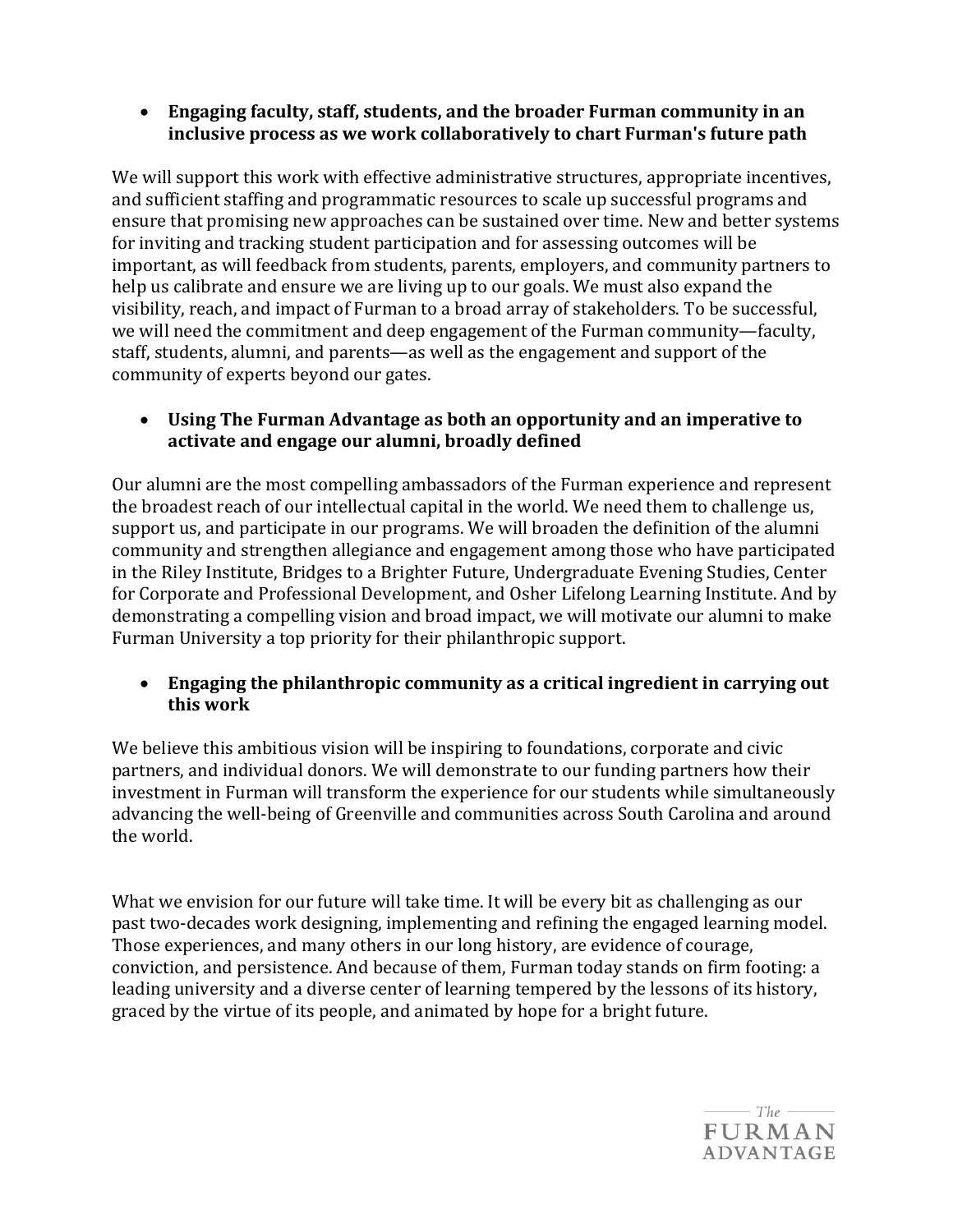- **Engaging faculty, staff, students, and the broader Furman community in an inclusive process as we work collaboratively to chart Furman's future path**

We will support this work with effective administrative structures, appropriate incentives, and sufficient staffing and programmatic resources to scale up successful programs and ensure that promising new approaches can be sustained over time. New and better systems for inviting and tracking student participation and for assessing outcomes will be important, as will feedback from students, parents, employers, and community partners to help us calibrate and ensure we are living up to our goals. We must also expand the visibility, reach, and impact of Furman to a broad array of stakeholders. To be successful, we will need the commitment and deep engagement of the Furman community—faculty, staff, students, alumni, and parents—as well as the engagement and support of the community of experts beyond our gates.

- **Using The Furman Advantage as both an opportunity and an imperative to activate and engage our alumni, broadly defined**

Our alumni are the most compelling ambassadors of the Furman experience and represent the broadest reach of our intellectual capital in the world. We need them to challenge us, support us, and participate in our programs. We will broaden the definition of the alumni community and strengthen allegiance and engagement among those who have participated in the Riley Institute, Bridges to a Brighter Future, Undergraduate Evening Studies, Center for Corporate and Professional Development, and Osher Lifelong Learning Institute. And by demonstrating a compelling vision and broad impact, we will motivate our alumni to make Furman University a top priority for their philanthropic support.

- **Engaging the philanthropic community as a critical ingredient in carrying out this work**

We believe this ambitious vision will be inspiring to foundations, corporate and civic partners, and individual donors. We will demonstrate to our funding partners how their investment in Furman will transform the experience for our students while simultaneously advancing the well-being of Greenville and communities across South Carolina and around the world.

What we envision for our future will take time. It will be every bit as challenging as our past two-decades work designing, implementing and refining the engaged learning model. Those experiences, and many others in our long history, are evidence of courage, conviction, and persistence. And because of them, Furman today stands on firm footing: a leading university and a diverse center of learning tempered by the lessons of its history, graced by the virtue of its people, and animated by hope for a bright future.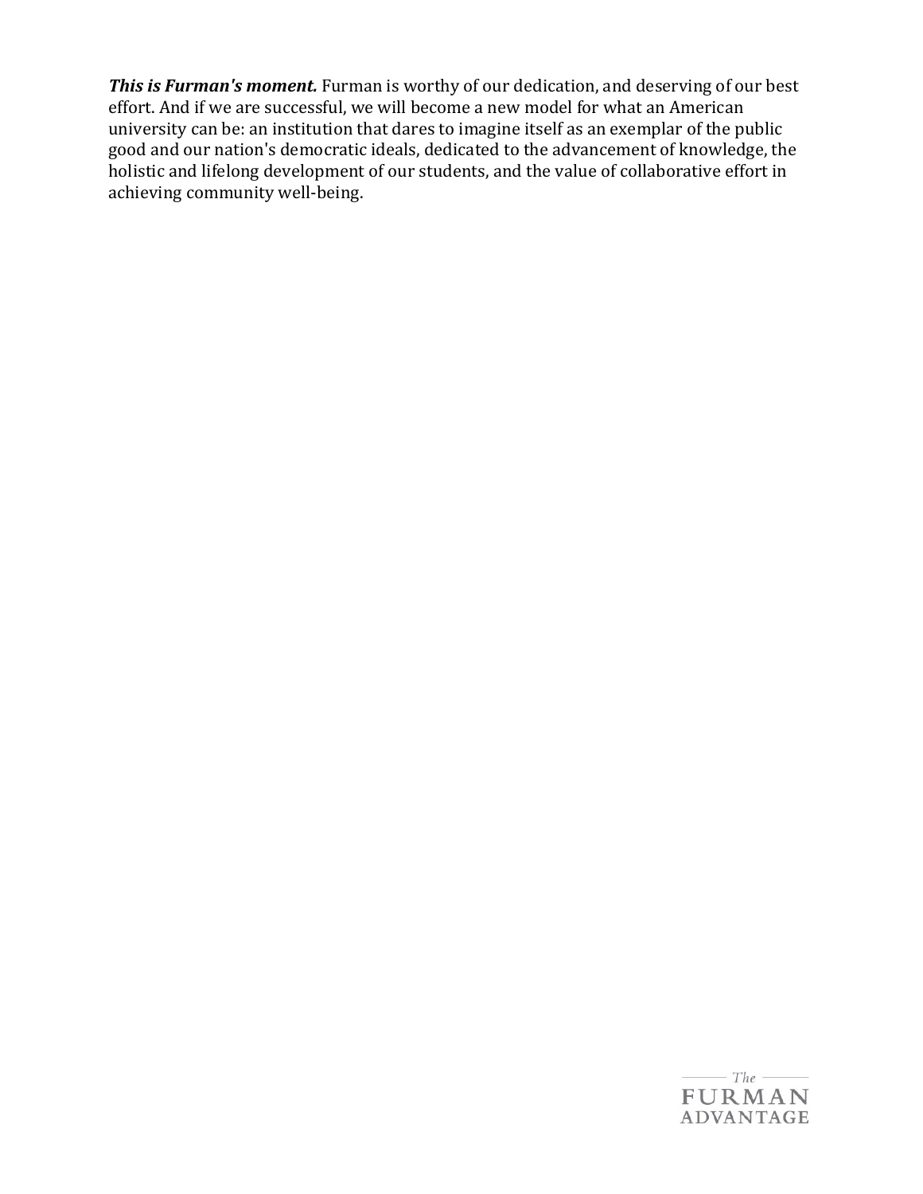***This is Furman's moment.*** Furman is worthy of our dedication, and deserving of our best effort. And if we are successful, we will become a new model for what an American university can be: an institution that dares to imagine itself as an exemplar of the public good and our nation's democratic ideals, dedicated to the advancement of knowledge, the holistic and lifelong development of our students, and the value of collaborative effort in achieving community well-being.